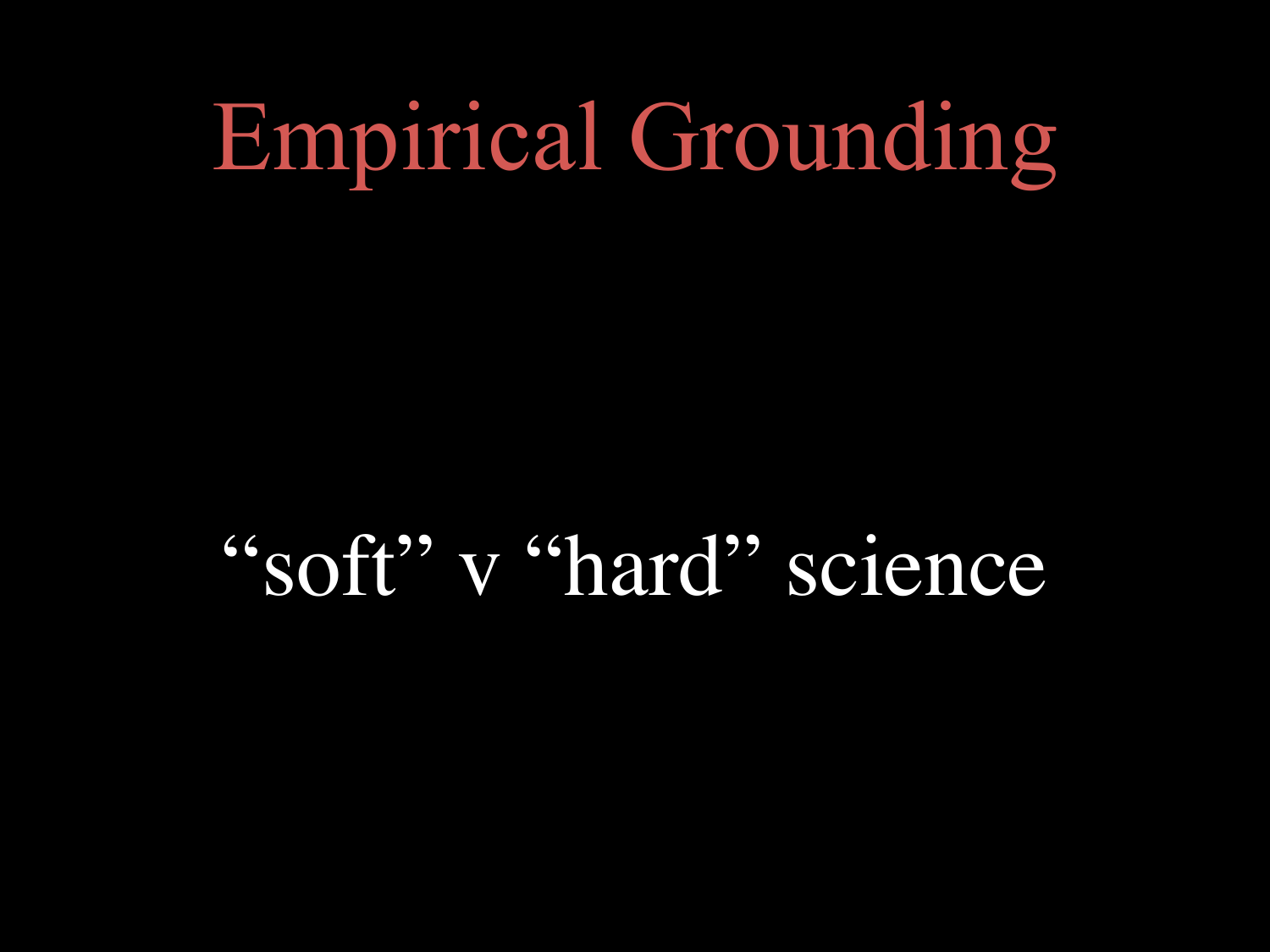# Empirical Grounding

“soft” v “hard” science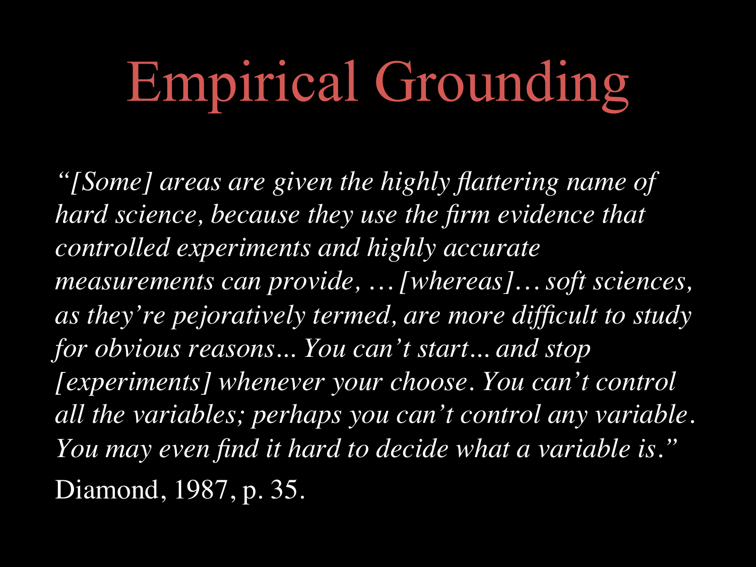# Empirical Grounding

*"[Some] areas are given the highly flattering name of hard science, because they use the firm evidence that controlled experiments and highly accurate measurements can provide, … [whereas]… soft sciences, as they're pejoratively termed, are more difficult to study for obvious reasons... You can't start... and stop [experiments] whenever your choose. You can't control all the variables; perhaps you can't control any variable. You may even find it hard to decide what a variable is."*

Diamond, 1987, p. 35.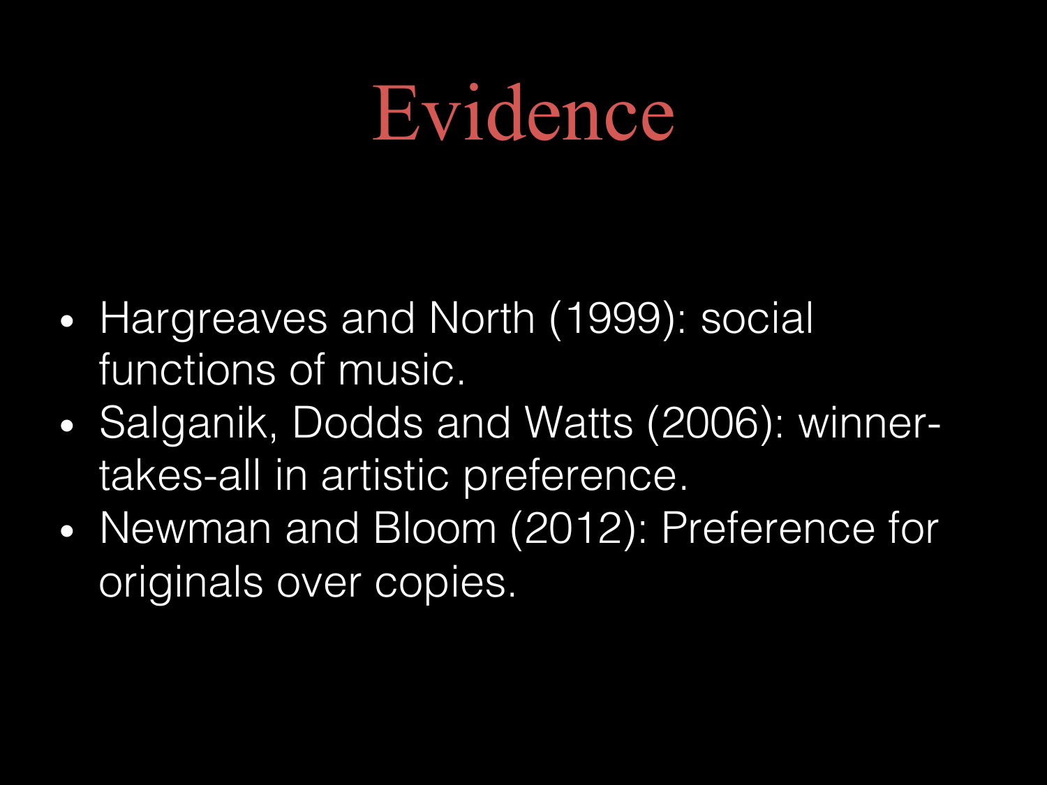# Evidence

- Hargreaves and North (1999): social functions of music.
- Salganik, Dodds and Watts (2006): winner-takes-all in artistic preference.
- Newman and Bloom (2012): Preference for originals over copies.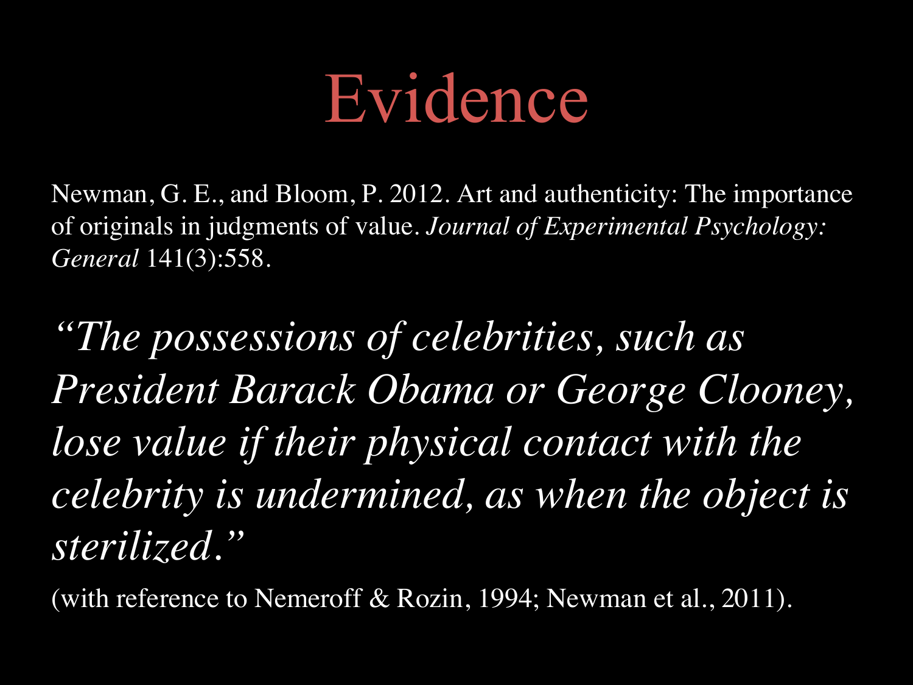# Evidence

Newman, G. E., and Bloom, P. 2012. Art and authenticity: The importance of originals in judgments of value. *Journal of Experimental Psychology: General* 141(3):558.

*"The possessions of celebrities, such as President Barack Obama or George Clooney, lose value if their physical contact with the celebrity is undermined, as when the object is sterilized."*

(with reference to Nemeroff & Rozin, 1994; Newman et al., 2011).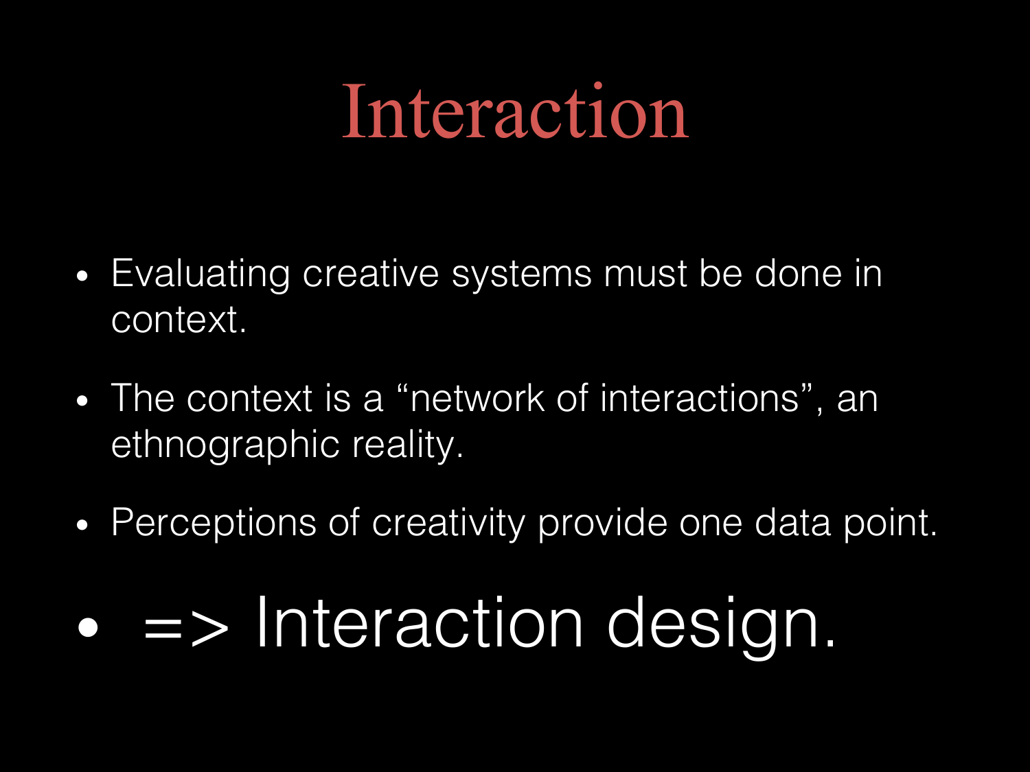# Interaction

- Evaluating creative systems must be done in context.
- The context is a “network of interactions”, an ethnographic reality.
- Perceptions of creativity provide one data point.
- => Interaction design.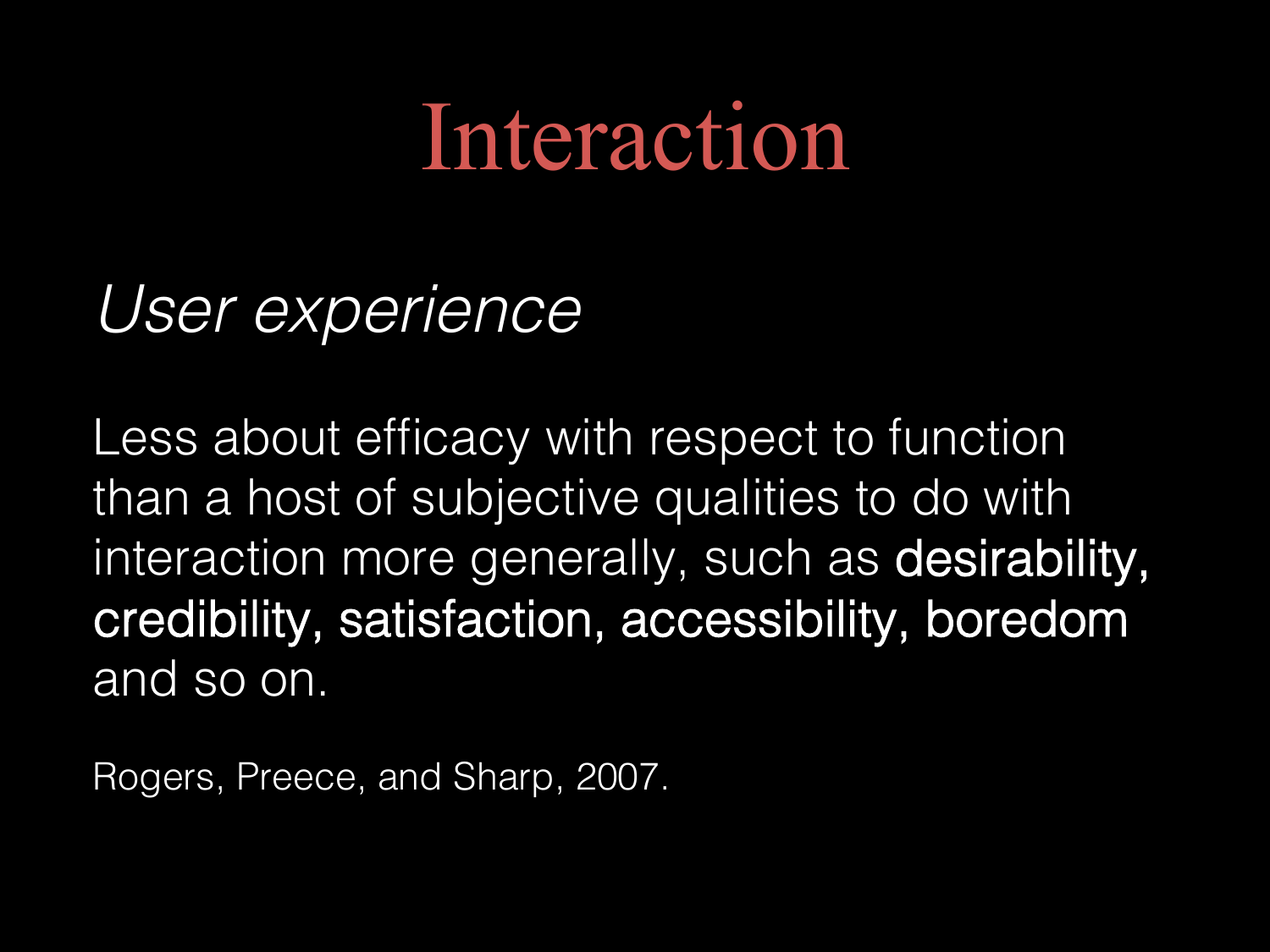# Interaction

*User experience*

Less about efficacy with respect to function than a host of subjective qualities to do with interaction more generally, such as **desirability, credibility, satisfaction, accessibility, boredom** and so on.

Rogers, Preece, and Sharp, 2007.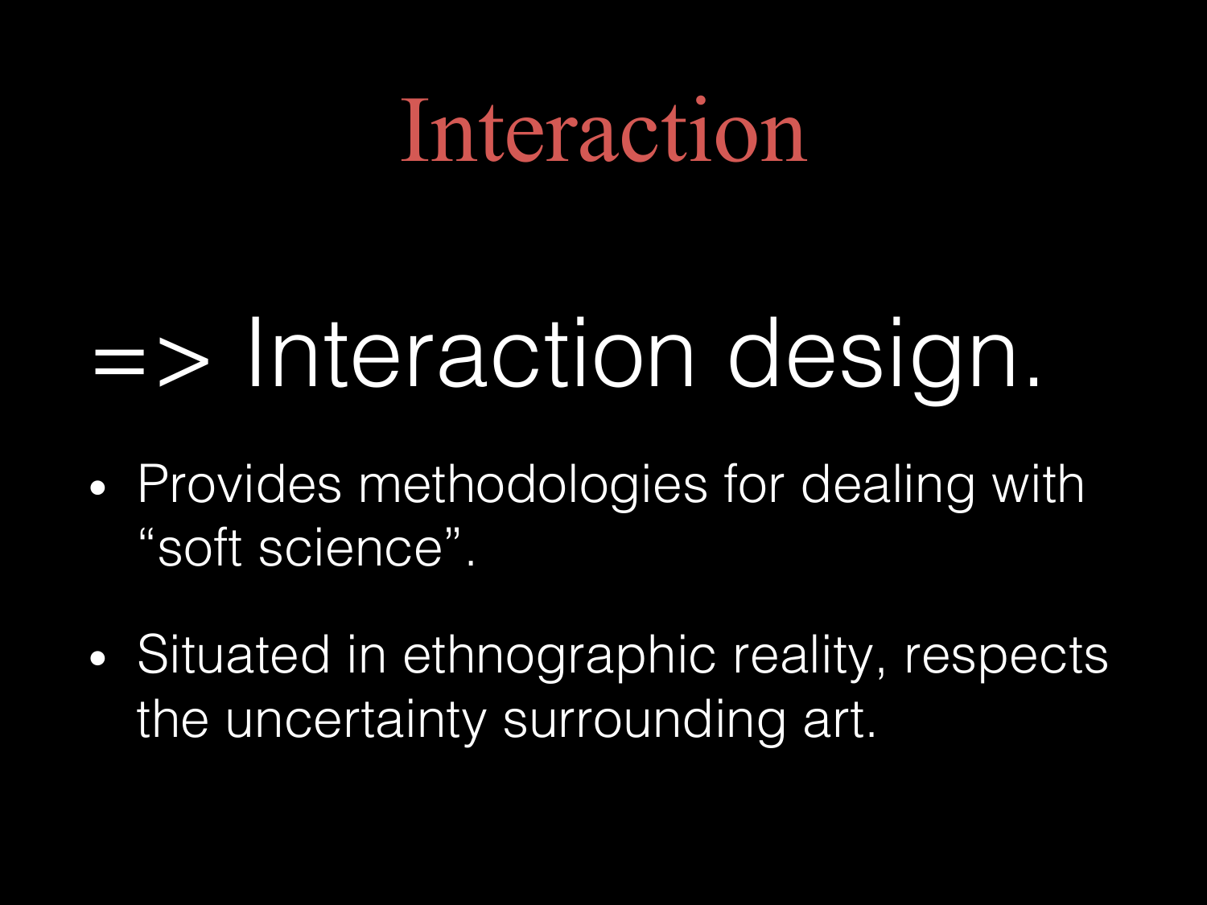# Interaction

## => Interaction design.

- Provides methodologies for dealing with "soft science".
- Situated in ethnographic reality, respects the uncertainty surrounding art.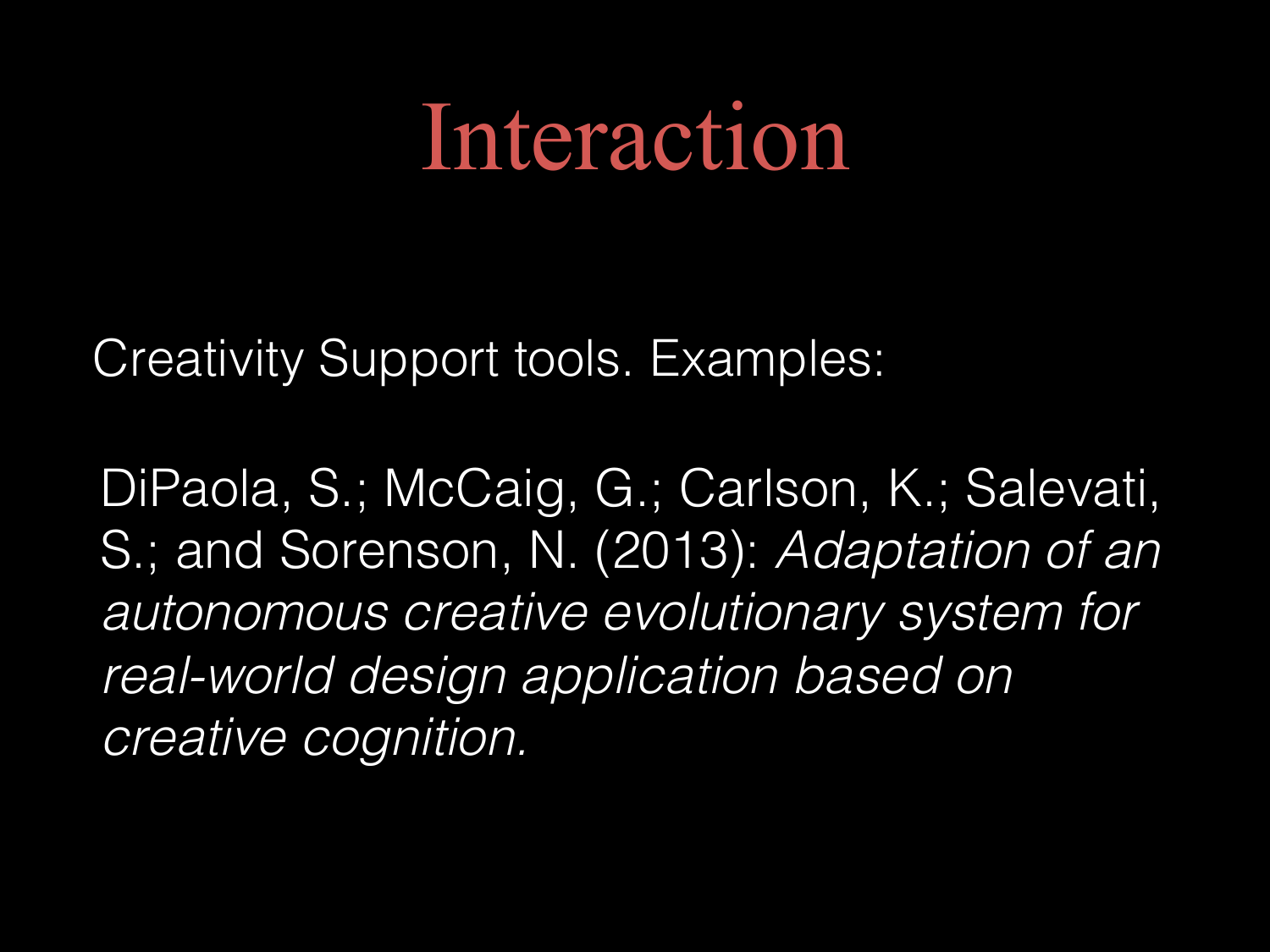# Interaction

Creativity Support tools. Examples:

DiPaola, S.; McCaig, G.; Carlson, K.; Salevati, S.; and Sorenson, N. (2013): *Adaptation of an autonomous creative evolutionary system for real-world design application based on creative cognition.*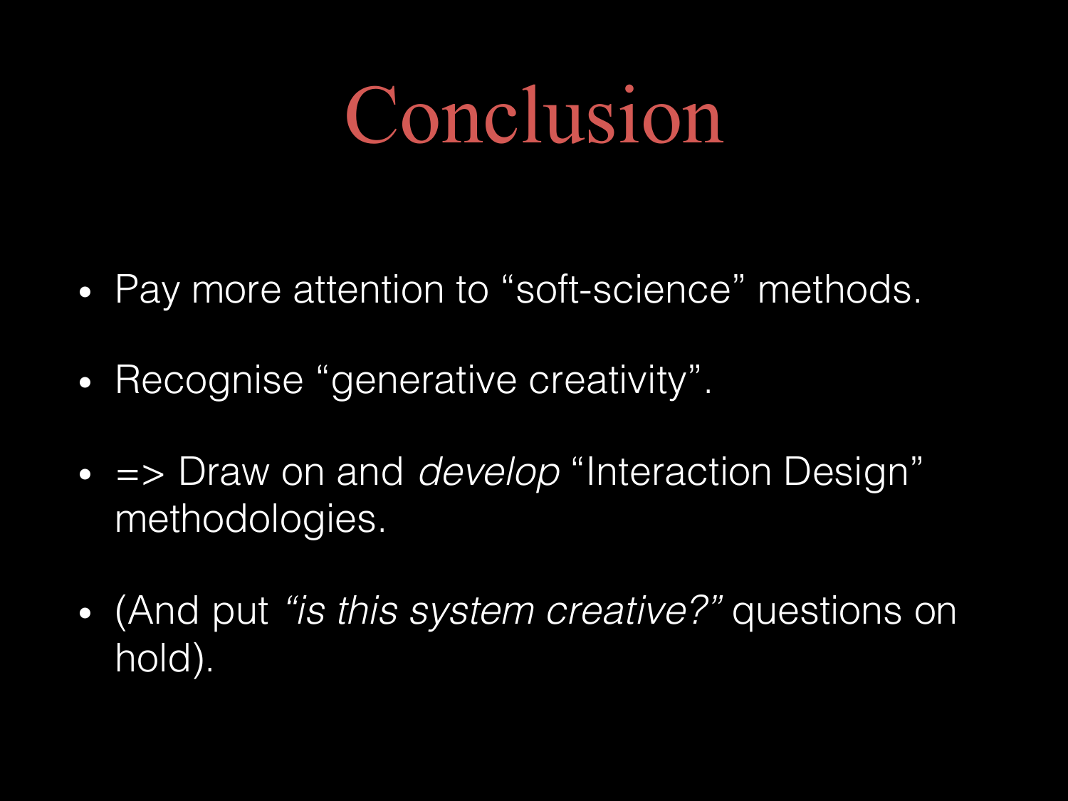# Conclusion

- Pay more attention to “soft-science” methods.
- Recognise “generative creativity”.
- => Draw on and *develop* “Interaction Design” methodologies.
- (And put *“is this system creative?”* questions on hold).